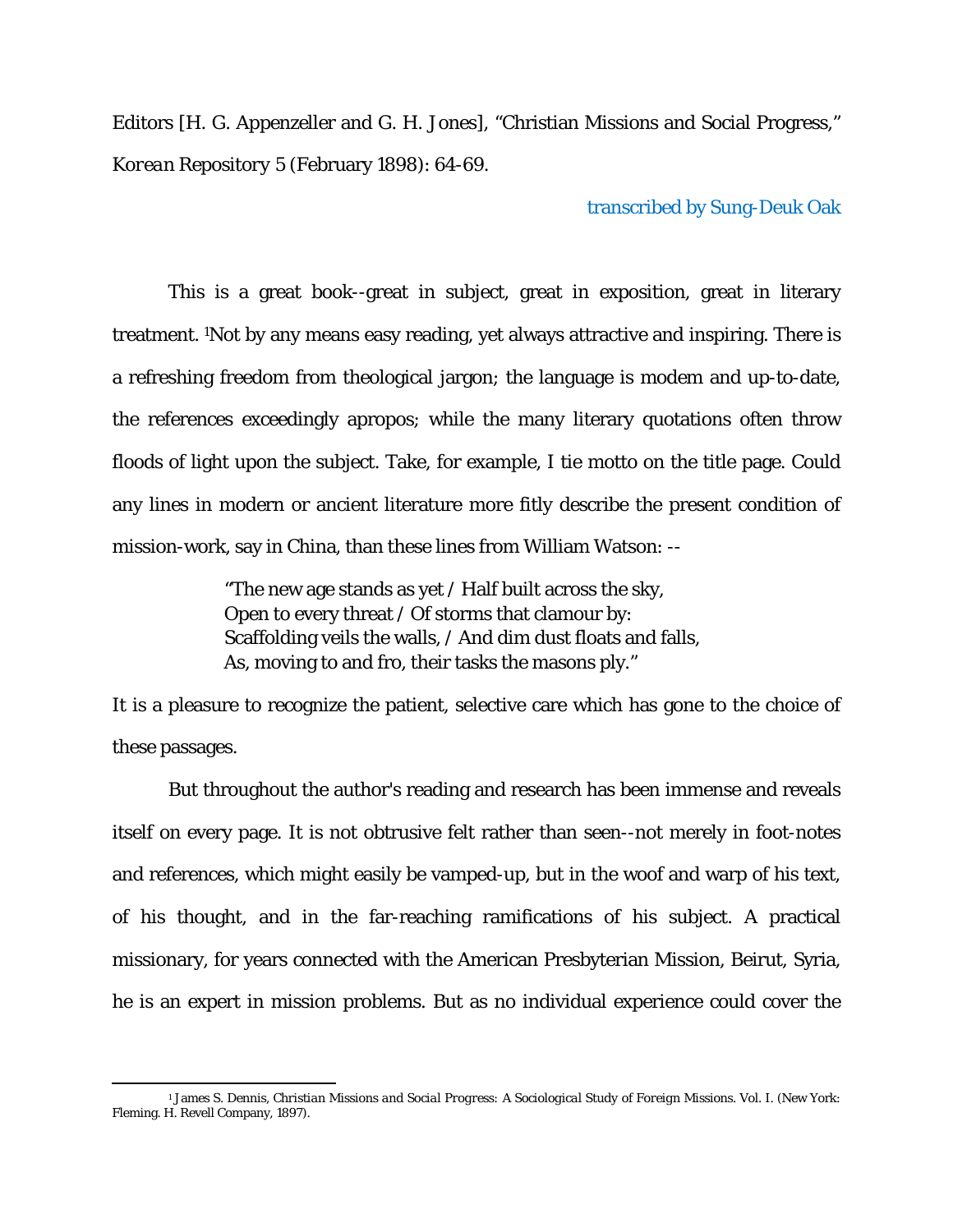Editors [H. G. Appenzeller and G. H. Jones], "Christian Missions and Social Progress," *Korean Repository* 5 (February 1898): 64-69.

transcribed by Sung-Deuk Oak

This is a great book--great in subject, great in exposition, great in literary treatment. [1]Not by any means easy reading, yet always attractive and inspiring. There is a refreshing freedom from theological jargon; the language is modem and up-to-date, the references exceedingly apropos; while the many literary quotations often throw floods of light upon the subject. Take, for example, I tie motto on the title page. Could any lines in modern or ancient literature more fitly describe the present condition of mission-work, say in China, than these lines from William Watson: --

> "The new age stands as yet / Half built across the sky,
> Open to every threat / Of storms that clamour by:
> Scaffolding veils the walls, / And dim dust floats and falls,
> As, moving to and fro, their tasks the masons ply."

It is a pleasure to recognize the patient, selective care which has gone to the choice of these passages.

But throughout the author's reading and research has been immense and reveals itself on every page. It is not obtrusive felt rather than seen--not merely in foot-notes and references, which might easily be vamped-up, but in the woof and warp of his text, of his thought, and in the far-reaching ramifications of his subject. A practical missionary, for years connected with the American Presbyterian Mission, Beirut, Syria, he is an expert in mission problems. But as no individual experience could cover the

---

[1] James S. Dennis, *Christian Missions and Social Progress: A Sociological Study of Foreign Missions*. Vol. I. (New York: Fleming. H. Revell Company, 1897).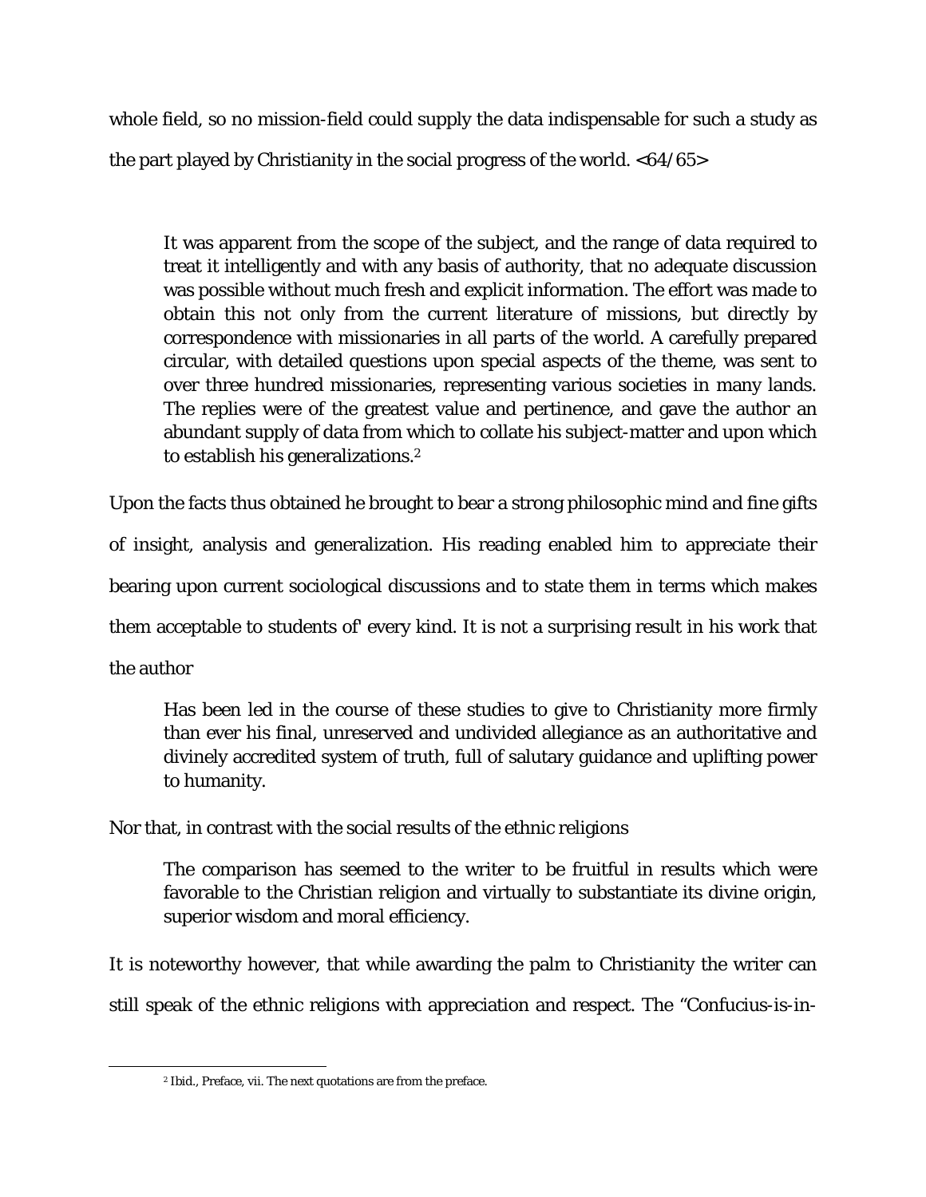whole field, so no mission-field could supply the data indispensable for such a study as the part played by Christianity in the social progress of the world. <64/65>

> It was apparent from the scope of the subject, and the range of data required to treat it intelligently and with any basis of authority, that no adequate discussion was possible without much fresh and explicit information. The effort was made to obtain this not only from the current literature of missions, but directly by correspondence with missionaries in all parts of the world. A carefully prepared circular, with detailed questions upon special aspects of the theme, was sent to over three hundred missionaries, representing various societies in many lands. The replies were of the greatest value and pertinence, and gave the author an abundant supply of data from which to collate his subject-matter and upon which to establish his generalizations.[2]

Upon the facts thus obtained he brought to bear a strong philosophic mind and fine gifts of insight, analysis and generalization. His reading enabled him to appreciate their bearing upon current sociological discussions and to state them in terms which makes them acceptable to students of' every kind. It is not a surprising result in his work that the author

> Has been led in the course of these studies to give to Christianity more firmly than ever his final, unreserved and undivided allegiance as an authoritative and divinely accredited system of truth, full of salutary guidance and uplifting power to humanity.

Nor that, in contrast with the social results of the ethnic religions

> The comparison has seemed to the writer to be fruitful in results which were favorable to the Christian religion and virtually to substantiate its divine origin, superior wisdom and moral efficiency.

It is noteworthy however, that while awarding the palm to Christianity the writer can still speak of the ethnic religions with appreciation and respect. The "Confucius-is-in-

---

[2] Ibid., Preface, vii. The next quotations are from the preface.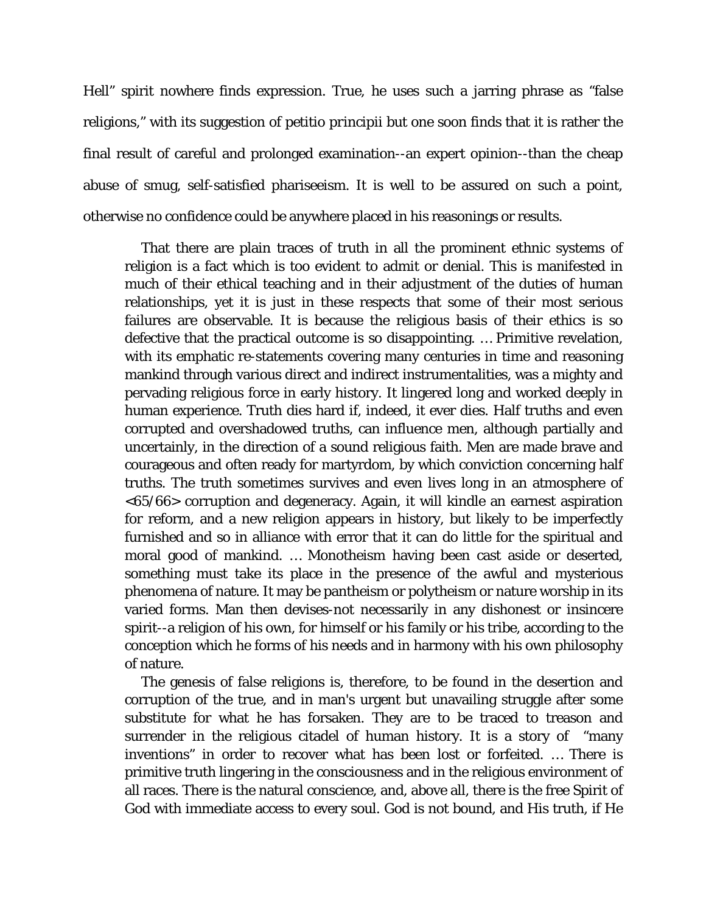Hell" spirit nowhere finds expression. True, he uses such a jarring phrase as "false religions," with its suggestion of petitio principii but one soon finds that it is rather the final result of careful and prolonged examination--an expert opinion--than the cheap abuse of smug, self-satisfied phariseeism. It is well to be assured on such a point, otherwise no confidence could be anywhere placed in his reasonings or results.

> That there are plain traces of truth in all the prominent ethnic systems of religion is a fact which is too evident to admit or denial. This is manifested in much of their ethical teaching and in their adjustment of the duties of human relationships, yet it is just in these respects that some of their most serious failures are observable. It is because the religious basis of their ethics is so defective that the practical outcome is so disappointing. … Primitive revelation, with its emphatic re-statements covering many centuries in time and reasoning mankind through various direct and indirect instrumentalities, was a mighty and pervading religious force in early history. It lingered long and worked deeply in human experience. Truth dies hard if, indeed, it ever dies. Half truths and even corrupted and overshadowed truths, can influence men, although partially and uncertainly, in the direction of a sound religious faith. Men are made brave and courageous and often ready for martyrdom, by which conviction concerning half truths. The truth sometimes survives and even lives long in an atmosphere of <65/66> corruption and degeneracy. Again, it will kindle an earnest aspiration for reform, and a new religion appears in history, but likely to be imperfectly furnished and so in alliance with error that it can do little for the spiritual and moral good of mankind. … Monotheism having been cast aside or deserted, something must take its place in the presence of the awful and mysterious phenomena of nature. It may be pantheism or polytheism or nature worship in its varied forms. Man then devises-not necessarily in any dishonest or insincere spirit--a religion of his own, for himself or his family or his tribe, according to the conception which he forms of his needs and in harmony with his own philosophy of nature.
>
> The genesis of false religions is, therefore, to be found in the desertion and corruption of the true, and in man's urgent but unavailing struggle after some substitute for what he has forsaken. They are to be traced to treason and surrender in the religious citadel of human history. It is a story of "many inventions" in order to recover what has been lost or forfeited. … There is primitive truth lingering in the consciousness and in the religious environment of all races. There is the natural conscience, and, above all, there is the free Spirit of God with immediate access to every soul. God is not bound, and His truth, if He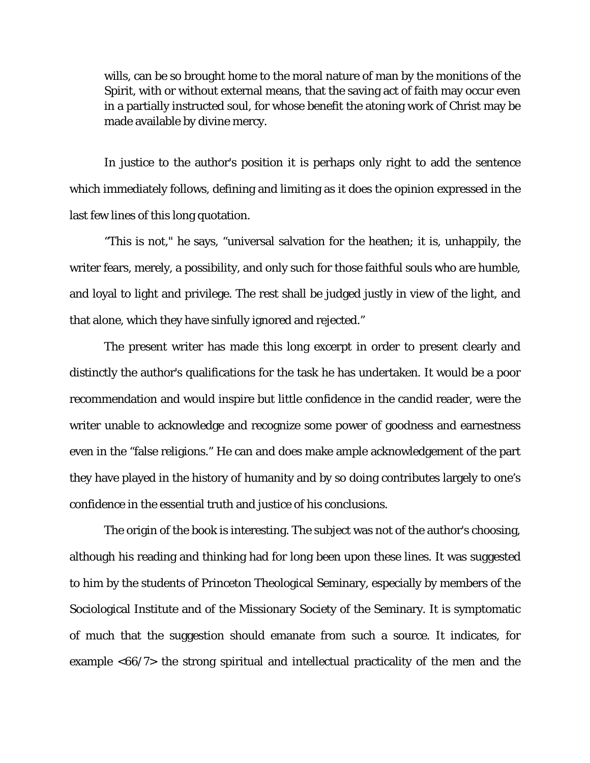> wills, can be so brought home to the moral nature of man by the monitions of the Spirit, with or without external means, that the saving act of faith may occur even in a partially instructed soul, for whose benefit the atoning work of Christ may be made available by divine mercy.

In justice to the author's position it is perhaps only right to add the sentence which immediately follows, defining and limiting as it does the opinion expressed in the last few lines of this long quotation.

"This is not," he says, "universal salvation for the heathen; it is, unhappily, the writer fears, merely, a possibility, and only such for those faithful souls who are humble, and loyal to light and privilege. The rest shall be judged justly in view of the light, and that alone, which they have sinfully ignored and rejected."

The present writer has made this long excerpt in order to present clearly and distinctly the author's qualifications for the task he has undertaken. It would be a poor recommendation and would inspire but little confidence in the candid reader, were the writer unable to acknowledge and recognize some power of goodness and earnestness even in the "false religions." He can and does make ample acknowledgement of the part they have played in the history of humanity and by so doing contributes largely to one's confidence in the essential truth and justice of his conclusions.

The origin of the book is interesting. The subject was not of the author's choosing, although his reading and thinking had for long been upon these lines. It was suggested to him by the students of Princeton Theological Seminary, especially by members of the Sociological Institute and of the Missionary Society of the Seminary. It is symptomatic of much that the suggestion should emanate from such a source. It indicates, for example <66/7> the strong spiritual and intellectual practicality of the men and the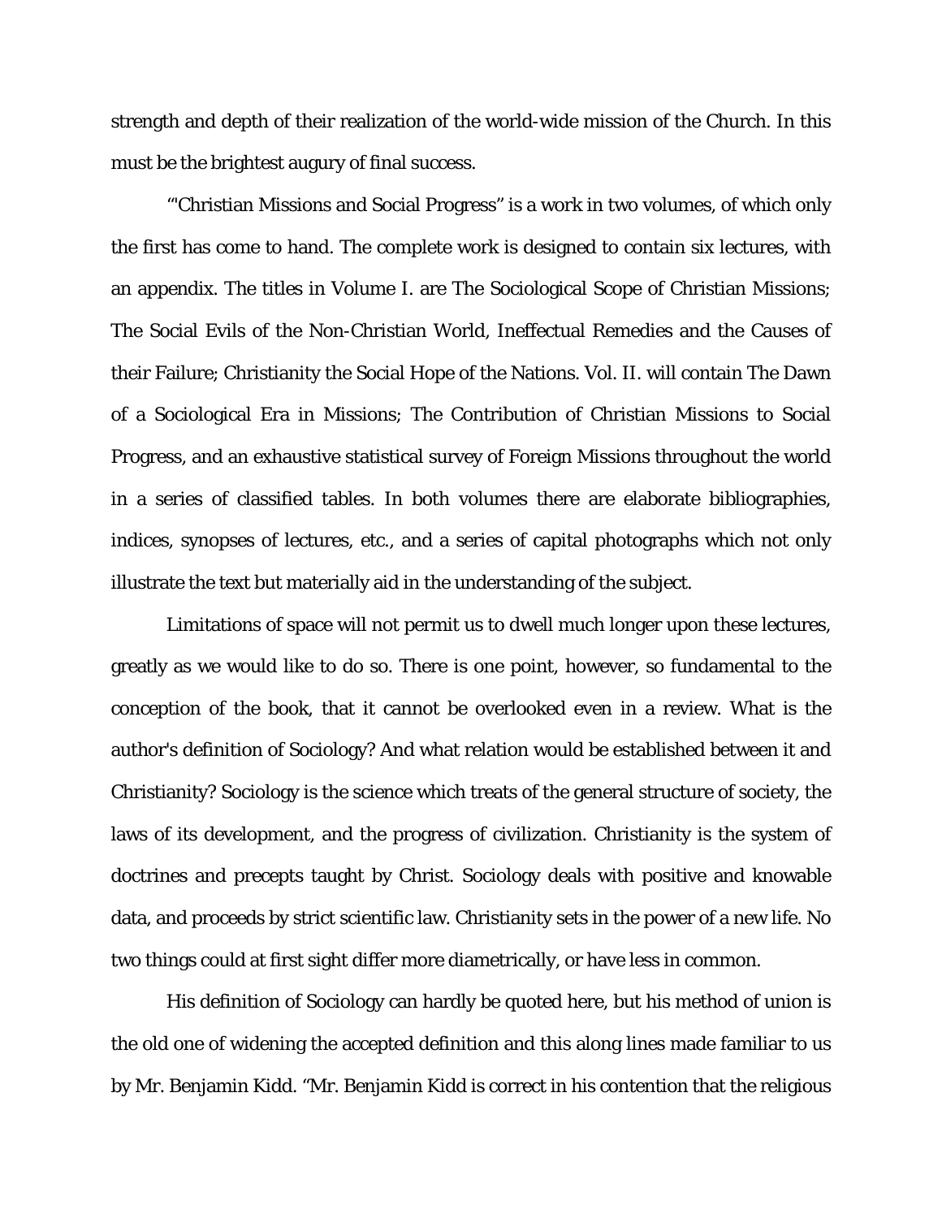strength and depth of their realization of the world-wide mission of the Church. In this must be the brightest augury of final success.

"'Christian Missions and Social Progress" is a work in two volumes, of which only the first has come to hand. The complete work is designed to contain six lectures, with an appendix. The titles in Volume I. are The Sociological Scope of Christian Missions; The Social Evils of the Non-Christian World, Ineffectual Remedies and the Causes of their Failure; Christianity the Social Hope of the Nations. Vol. II. will contain The Dawn of a Sociological Era in Missions; The Contribution of Christian Missions to Social Progress, and an exhaustive statistical survey of Foreign Missions throughout the world in a series of classified tables. In both volumes there are elaborate bibliographies, indices, synopses of lectures, etc., and a series of capital photographs which not only illustrate the text but materially aid in the understanding of the subject.

Limitations of space will not permit us to dwell much longer upon these lectures, greatly as we would like to do so. There is one point, however, so fundamental to the conception of the book, that it cannot be overlooked even in a review. What is the author's definition of Sociology? And what relation would be established between it and Christianity? Sociology is the science which treats of the general structure of society, the laws of its development, and the progress of civilization. Christianity is the system of doctrines and precepts taught by Christ. Sociology deals with positive and knowable data, and proceeds by strict scientific law. Christianity sets in the power of a new life. No two things could at first sight differ more diametrically, or have less in common.

His definition of Sociology can hardly be quoted here, but his method of union is the old one of widening the accepted definition and this along lines made familiar to us by Mr. Benjamin Kidd. "Mr. Benjamin Kidd is correct in his contention that the religious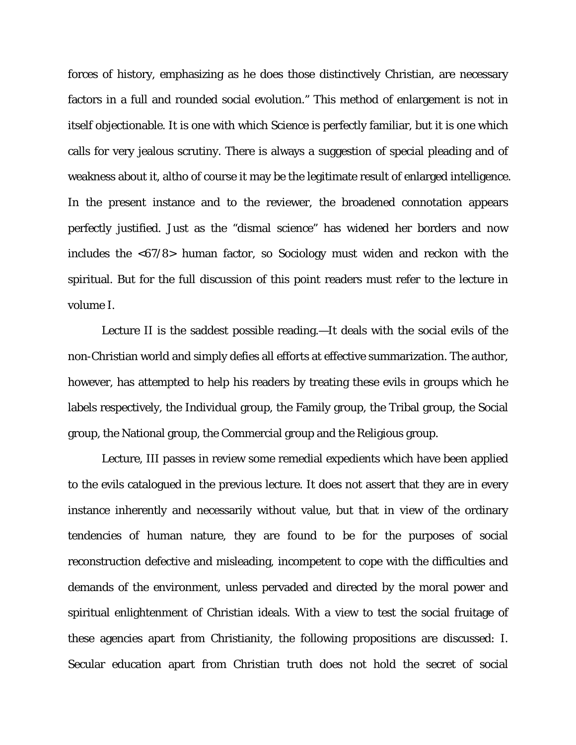forces of history, emphasizing as he does those distinctively Christian, are necessary factors in a full and rounded social evolution." This method of enlargement is not in itself objectionable. It is one with which Science is perfectly familiar, but it is one which calls for very jealous scrutiny. There is always a suggestion of special pleading and of weakness about it, altho of course it may be the legitimate result of enlarged intelligence. In the present instance and to the reviewer, the broadened connotation appears perfectly justified. Just as the "dismal science" has widened her borders and now includes the <67/8> human factor, so Sociology must widen and reckon with the spiritual. But for the full discussion of this point readers must refer to the lecture in volume I.

Lecture II is the saddest possible reading.—It deals with the social evils of the non-Christian world and simply defies all efforts at effective summarization. The author, however, has attempted to help his readers by treating these evils in groups which he labels respectively, the Individual group, the Family group, the Tribal group, the Social group, the National group, the Commercial group and the Religious group.

Lecture, III passes in review some remedial expedients which have been applied to the evils catalogued in the previous lecture. It does not assert that they are in every instance inherently and necessarily without value, but that in view of the ordinary tendencies of human nature, they are found to be for the purposes of social reconstruction defective and misleading, incompetent to cope with the difficulties and demands of the environment, unless pervaded and directed by the moral power and spiritual enlightenment of Christian ideals. With a view to test the social fruitage of these agencies apart from Christianity, the following propositions are discussed: I. Secular education apart from Christian truth does not hold the secret of social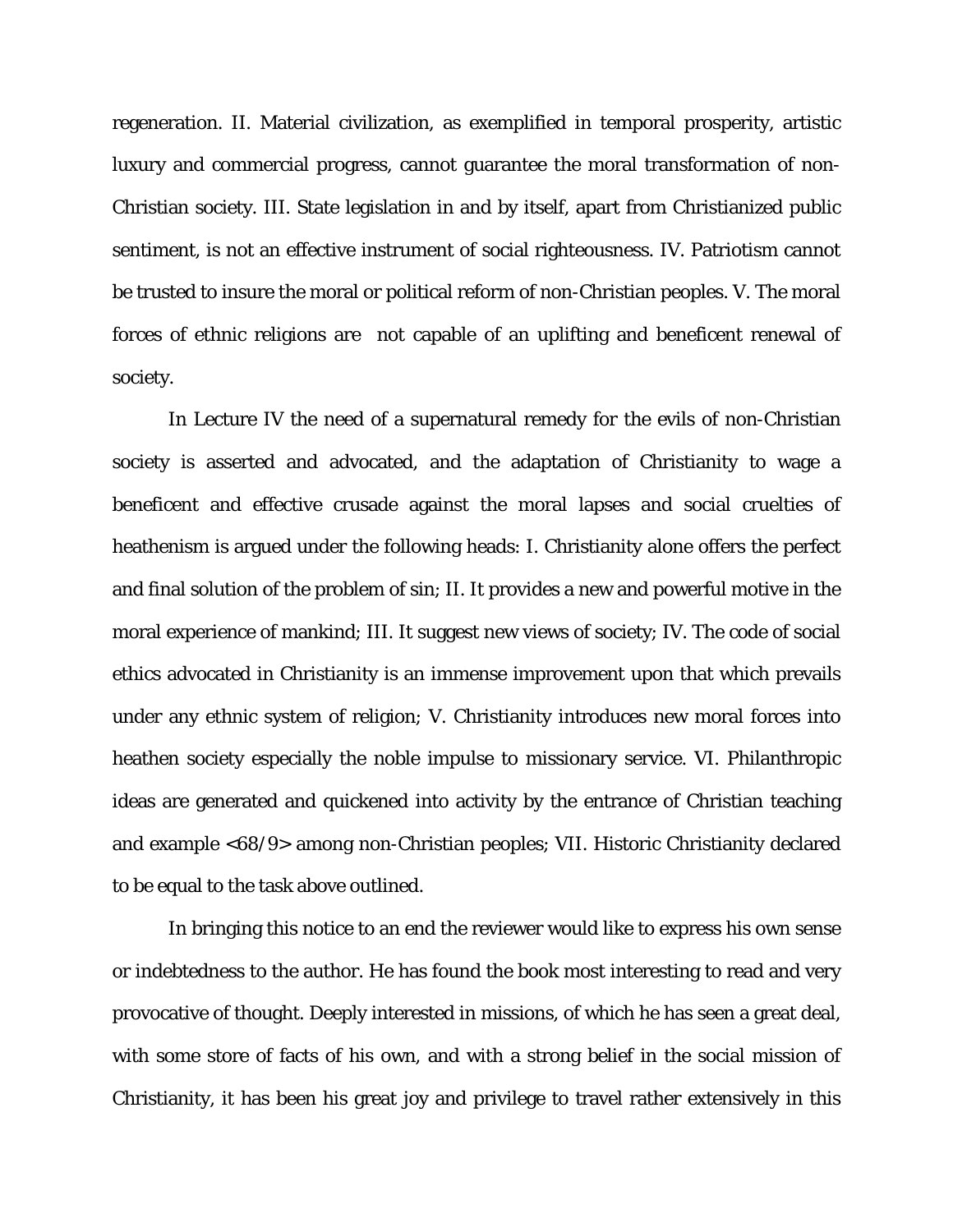regeneration. II. Material civilization, as exemplified in temporal prosperity, artistic luxury and commercial progress, cannot guarantee the moral transformation of non-Christian society. III. State legislation in and by itself, apart from Christianized public sentiment, is not an effective instrument of social righteousness. IV. Patriotism cannot be trusted to insure the moral or political reform of non-Christian peoples. V. The moral forces of ethnic religions are not capable of an uplifting and beneficent renewal of society.

In Lecture IV the need of a supernatural remedy for the evils of non-Christian society is asserted and advocated, and the adaptation of Christianity to wage a beneficent and effective crusade against the moral lapses and social cruelties of heathenism is argued under the following heads: I. Christianity alone offers the perfect and final solution of the problem of sin; II. It provides a new and powerful motive in the moral experience of mankind; III. It suggest new views of society; IV. The code of social ethics advocated in Christianity is an immense improvement upon that which prevails under any ethnic system of religion; V. Christianity introduces new moral forces into heathen society especially the noble impulse to missionary service. VI. Philanthropic ideas are generated and quickened into activity by the entrance of Christian teaching and example <68/9> among non-Christian peoples; VII. Historic Christianity declared to be equal to the task above outlined.

In bringing this notice to an end the reviewer would like to express his own sense or indebtedness to the author. He has found the book most interesting to read and very provocative of thought. Deeply interested in missions, of which he has seen a great deal, with some store of facts of his own, and with a strong belief in the social mission of Christianity, it has been his great joy and privilege to travel rather extensively in this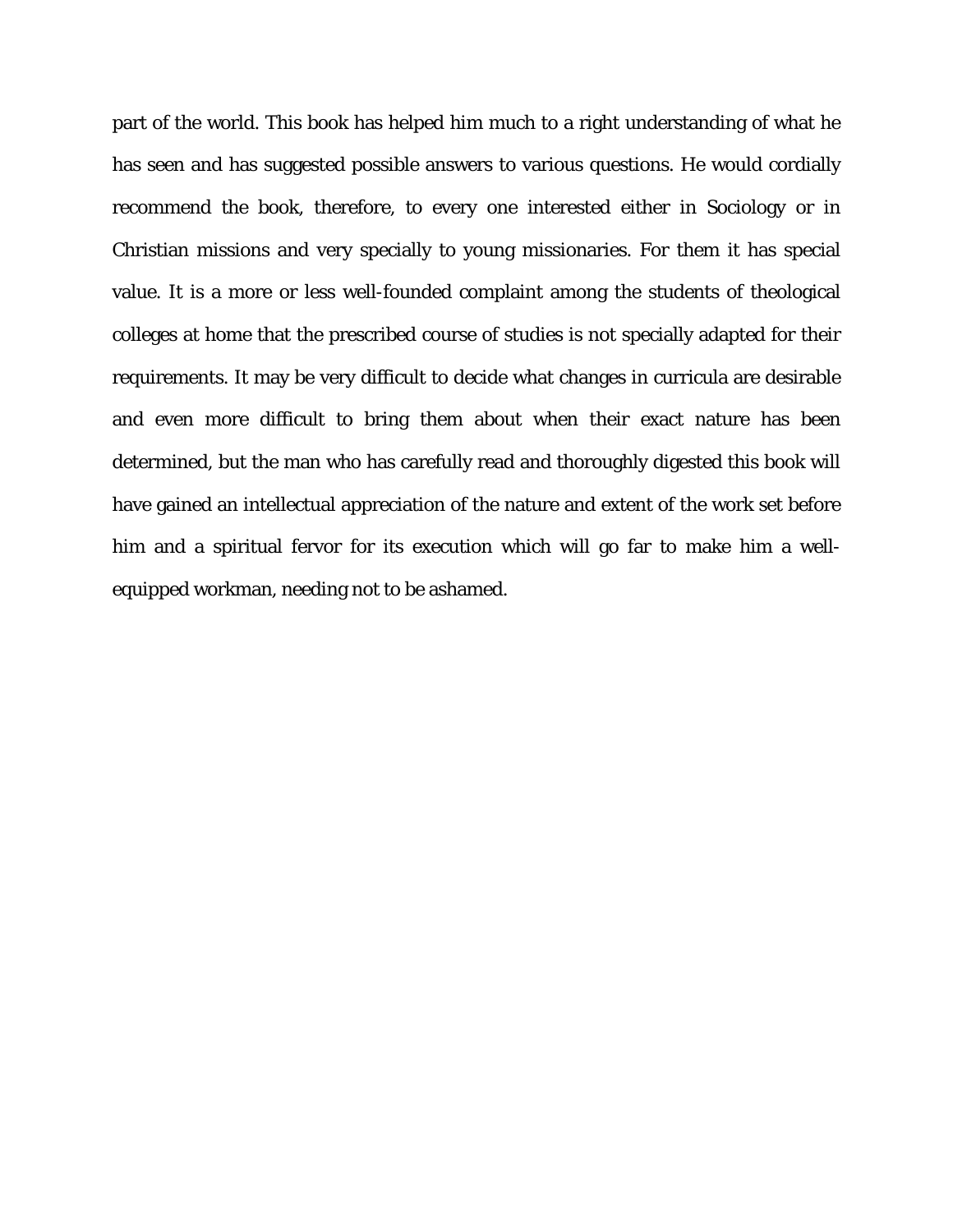part of the world. This book has helped him much to a right understanding of what he has seen and has suggested possible answers to various questions. He would cordially recommend the book, therefore, to every one interested either in Sociology or in Christian missions and very specially to young missionaries. For them it has special value. It is a more or less well-founded complaint among the students of theological colleges at home that the prescribed course of studies is not specially adapted for their requirements. It may be very difficult to decide what changes in curricula are desirable and even more difficult to bring them about when their exact nature has been determined, but the man who has carefully read and thoroughly digested this book will have gained an intellectual appreciation of the nature and extent of the work set before him and a spiritual fervor for its execution which will go far to make him a well-equipped workman, needing not to be ashamed.